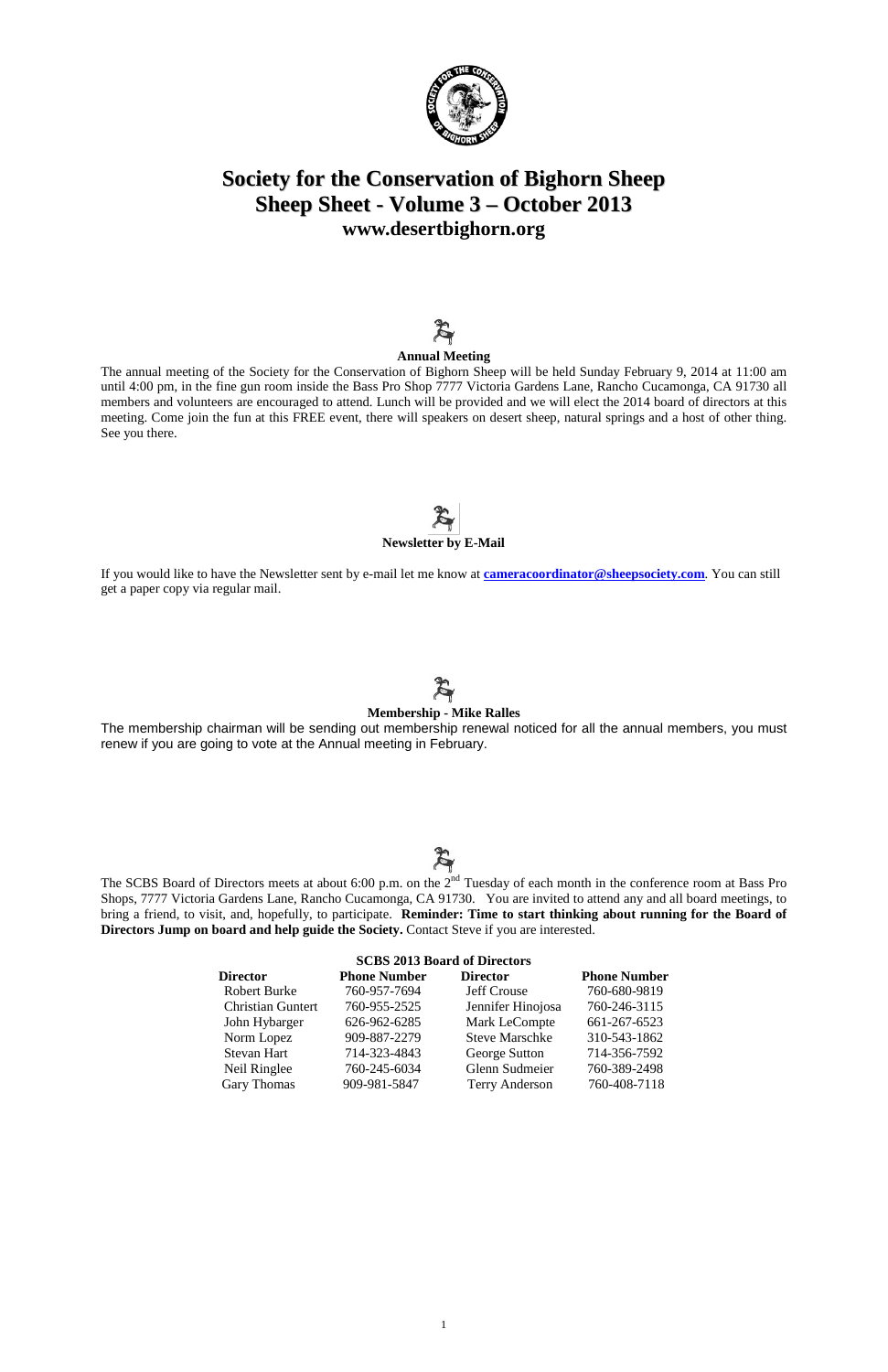# Society for the Conservation of Bighorn Sheep
## Sheep Sheet - Volume 3 – October 2013
### www.desertbighorn.org

**Annual Meeting**

The annual meeting of the Society for the Conservation of Bighorn Sheep will be held Sunday February 9, 2014 at 11:00 am until 4:00 pm, in the fine gun room inside the Bass Pro Shop 7777 Victoria Gardens Lane, Rancho Cucamonga, CA 91730 all members and volunteers are encouraged to attend. Lunch will be provided and we will elect the 2014 board of directors at this meeting. Come join the fun at this FREE event, there will speakers on desert sheep, natural springs and a host of other thing. See you there.

**Newsletter by E-Mail**

If you would like to have the Newsletter sent by e-mail let me know at **cameracoordinator@sheepsociety.com**. You can still get a paper copy via regular mail.

**Membership - Mike Ralles**

The membership chairman will be sending out membership renewal noticed for all the annual members, you must renew if you are going to vote at the Annual meeting in February.

The SCBS Board of Directors meets at about 6:00 p.m. on the 2nd Tuesday of each month in the conference room at Bass Pro Shops, 7777 Victoria Gardens Lane, Rancho Cucamonga, CA 91730. You are invited to attend any and all board meetings, to bring a friend, to visit, and, hopefully, to participate. **Reminder: Time to start thinking about running for the Board of Directors Jump on board and help guide the Society.** Contact Steve if you are interested.

**SCBS 2013 Board of Directors**

| Director | Phone Number | Director | Phone Number |
|---|---|---|---|
| Robert Burke | 760-957-7694 | Jeff Crouse | 760-680-9819 |
| Christian Guntert | 760-955-2525 | Jennifer Hinojosa | 760-246-3115 |
| John Hybarger | 626-962-6285 | Mark LeCompte | 661-267-6523 |
| Norm Lopez | 909-887-2279 | Steve Marschke | 310-543-1862 |
| Stevan Hart | 714-323-4843 | George Sutton | 714-356-7592 |
| Neil Ringlee | 760-245-6034 | Glenn Sudmeier | 760-389-2498 |
| Gary Thomas | 909-981-5847 | Terry Anderson | 760-408-7118 |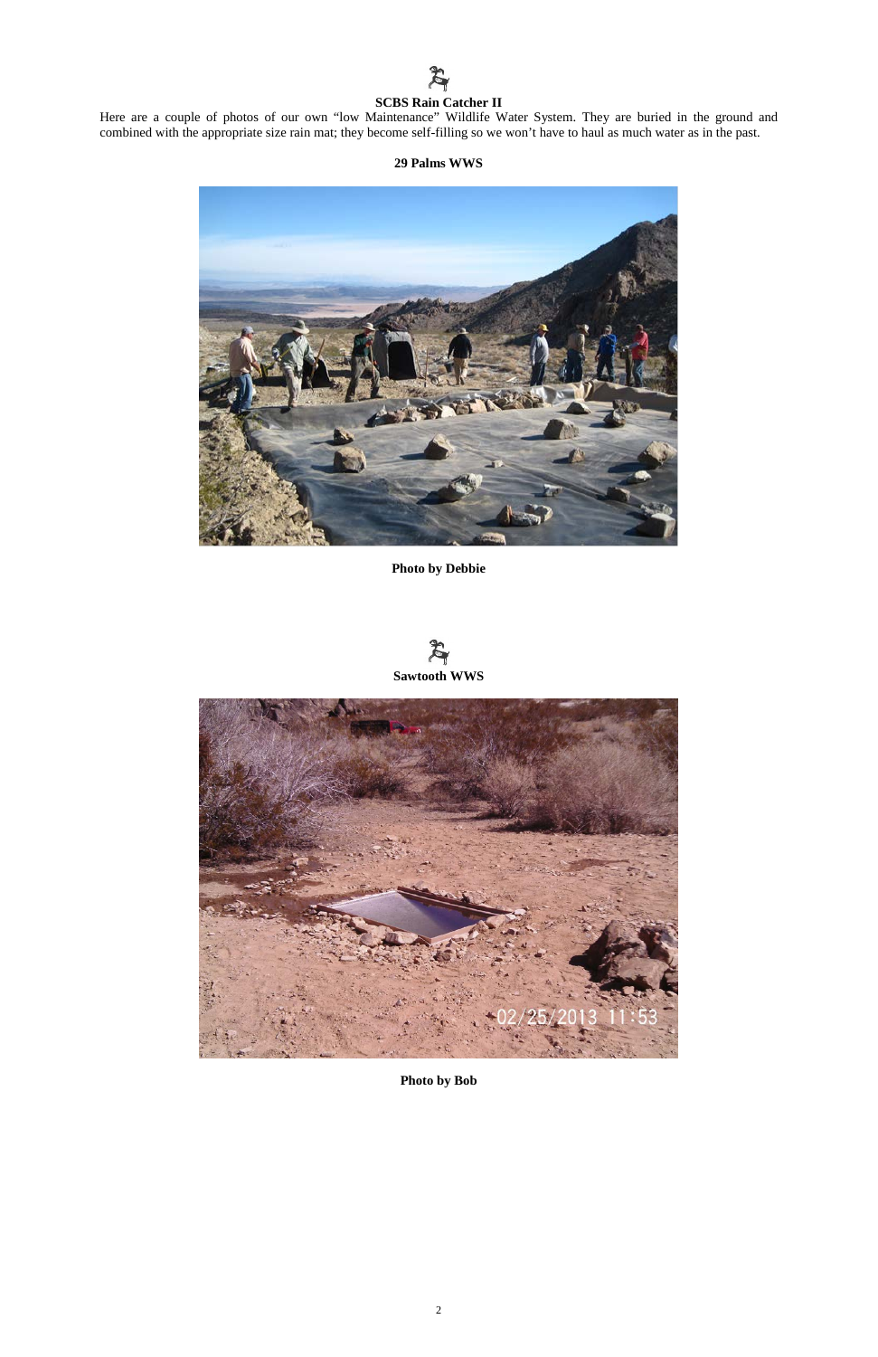**SCBS Rain Catcher II**

Here are a couple of photos of our own "low Maintenance" Wildlife Water System. They are buried in the ground and combined with the appropriate size rain mat; they become self-filling so we won't have to haul as much water as in the past.

**29 Palms WWS**

**Photo by Debbie**

**Sawtooth WWS**

**Photo by Bob**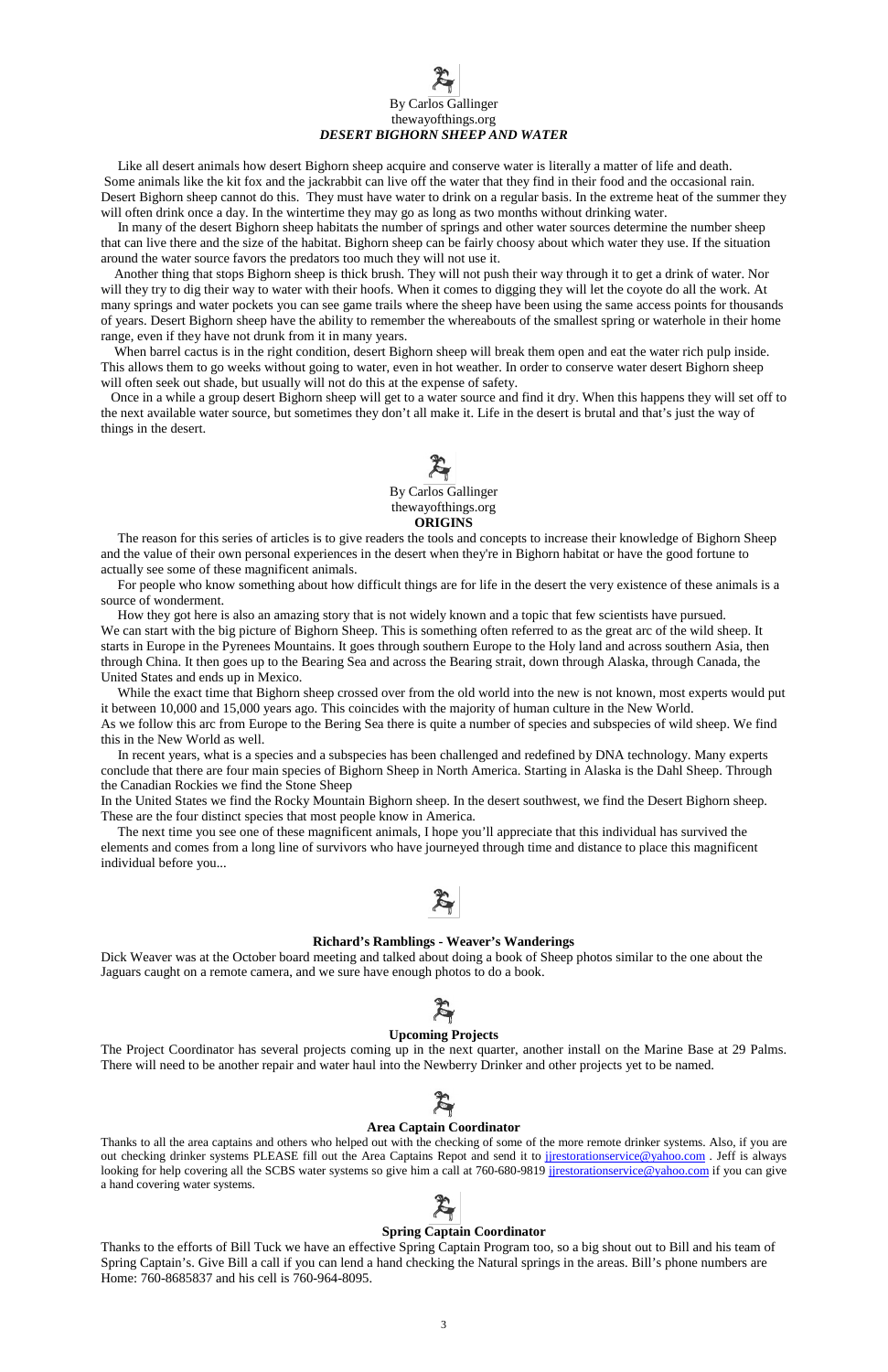By Carlos Gallinger
thewayofthings.org

***DESERT BIGHORN SHEEP AND WATER***

Like all desert animals how desert Bighorn sheep acquire and conserve water is literally a matter of life and death. Some animals like the kit fox and the jackrabbit can live off the water that they find in their food and the occasional rain. Desert Bighorn sheep cannot do this. They must have water to drink on a regular basis. In the extreme heat of the summer they will often drink once a day. In the wintertime they may go as long as two months without drinking water.

In many of the desert Bighorn sheep habitats the number of springs and other water sources determine the number sheep that can live there and the size of the habitat. Bighorn sheep can be fairly choosy about which water they use. If the situation around the water source favors the predators too much they will not use it.

Another thing that stops Bighorn sheep is thick brush. They will not push their way through it to get a drink of water. Nor will they try to dig their way to water with their hoofs. When it comes to digging they will let the coyote do all the work. At many springs and water pockets you can see game trails where the sheep have been using the same access points for thousands of years. Desert Bighorn sheep have the ability to remember the whereabouts of the smallest spring or waterhole in their home range, even if they have not drunk from it in many years.

When barrel cactus is in the right condition, desert Bighorn sheep will break them open and eat the water rich pulp inside. This allows them to go weeks without going to water, even in hot weather. In order to conserve water desert Bighorn sheep will often seek out shade, but usually will not do this at the expense of safety.

Once in a while a group desert Bighorn sheep will get to a water source and find it dry. When this happens they will set off to the next available water source, but sometimes they don't all make it. Life in the desert is brutal and that's just the way of things in the desert.

By Carlos Gallinger
thewayofthings.org

**ORIGINS**

The reason for this series of articles is to give readers the tools and concepts to increase their knowledge of Bighorn Sheep and the value of their own personal experiences in the desert when they're in Bighorn habitat or have the good fortune to actually see some of these magnificent animals.

For people who know something about how difficult things are for life in the desert the very existence of these animals is a source of wonderment.

How they got here is also an amazing story that is not widely known and a topic that few scientists have pursued. We can start with the big picture of Bighorn Sheep. This is something often referred to as the great arc of the wild sheep. It starts in Europe in the Pyrenees Mountains. It goes through southern Europe to the Holy land and across southern Asia, then through China. It then goes up to the Bearing Sea and across the Bearing strait, down through Alaska, through Canada, the United States and ends up in Mexico.

While the exact time that Bighorn sheep crossed over from the old world into the new is not known, most experts would put it between 10,000 and 15,000 years ago. This coincides with the majority of human culture in the New World. As we follow this arc from Europe to the Bering Sea there is quite a number of species and subspecies of wild sheep. We find this in the New World as well.

In recent years, what is a species and a subspecies has been challenged and redefined by DNA technology. Many experts conclude that there are four main species of Bighorn Sheep in North America. Starting in Alaska is the Dahl Sheep. Through the Canadian Rockies we find the Stone Sheep
In the United States we find the Rocky Mountain Bighorn sheep. In the desert southwest, we find the Desert Bighorn sheep. These are the four distinct species that most people know in America.

The next time you see one of these magnificent animals, I hope you'll appreciate that this individual has survived the elements and comes from a long line of survivors who have journeyed through time and distance to place this magnificent individual before you...

**Richard's Ramblings - Weaver's Wanderings**

Dick Weaver was at the October board meeting and talked about doing a book of Sheep photos similar to the one about the Jaguars caught on a remote camera, and we sure have enough photos to do a book.

**Upcoming Projects**

The Project Coordinator has several projects coming up in the next quarter, another install on the Marine Base at 29 Palms. There will need to be another repair and water haul into the Newberry Drinker and other projects yet to be named.

**Area Captain Coordinator**

Thanks to all the area captains and others who helped out with the checking of some of the more remote drinker systems. Also, if you are out checking drinker systems PLEASE fill out the Area Captains Repot and send it to jjrestorationservice@yahoo.com . Jeff is always looking for help covering all the SCBS water systems so give him a call at 760-680-9819 jjrestorationservice@yahoo.com if you can give a hand covering water systems.

**Spring Captain Coordinator**

Thanks to the efforts of Bill Tuck we have an effective Spring Captain Program too, so a big shout out to Bill and his team of Spring Captain's. Give Bill a call if you can lend a hand checking the Natural springs in the areas. Bill's phone numbers are Home: 760-8685837 and his cell is 760-964-8095.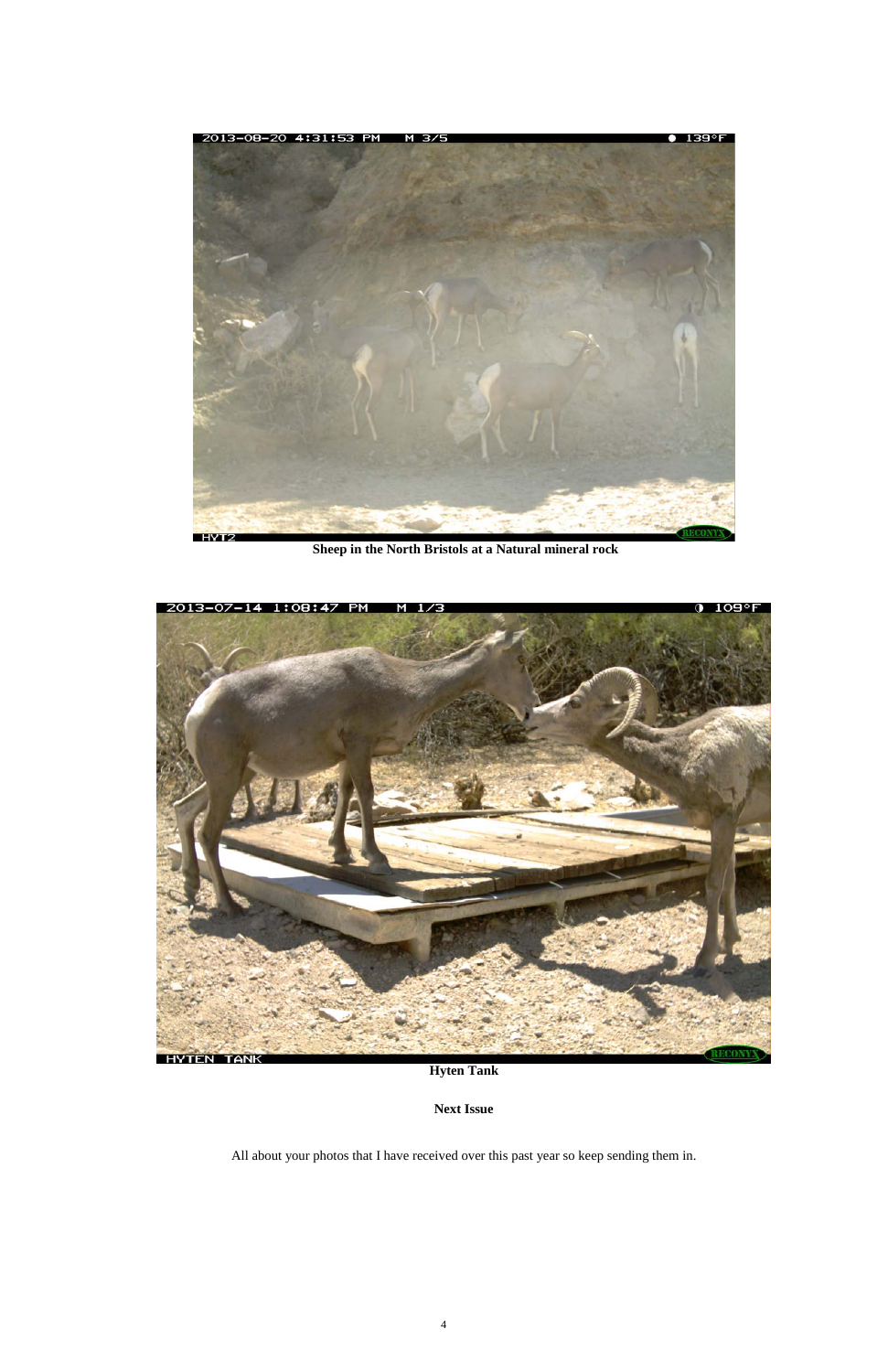**Sheep in the North Bristols at a Natural mineral rock**

**Hyten Tank**

**Next Issue**

All about your photos that I have received over this past year so keep sending them in.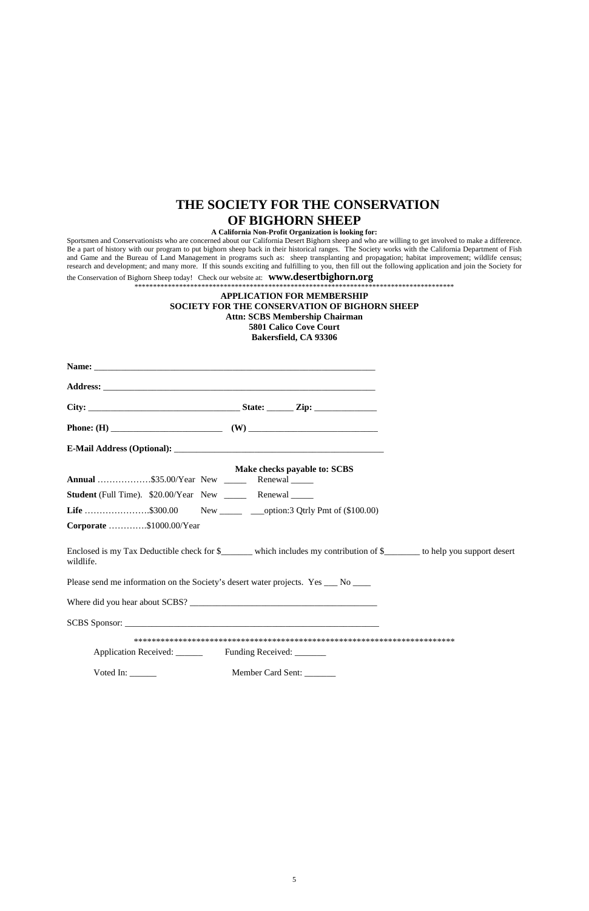# THE SOCIETY FOR THE CONSERVATION OF BIGHORN SHEEP

**A California Non-Profit Organization is looking for:**

Sportsmen and Conservationists who are concerned about our California Desert Bighorn sheep and who are willing to get involved to make a difference. Be a part of history with our program to put bighorn sheep back in their historical ranges. The Society works with the California Department of Fish and Game and the Bureau of Land Management in programs such as: sheep transplanting and propagation; habitat improvement; wildlife census; research and development; and many more. If this sounds exciting and fulfilling to you, then fill out the following application and join the Society for the Conservation of Bighorn Sheep today! Check our website at: **www.desertbighorn.org**

\*\*\*\*\*\*\*\*\*\*\*\*\*\*\*\*\*\*\*\*\*\*\*\*\*\*\*\*\*\*\*\*\*\*\*\*\*\*\*\*\*\*\*\*\*\*\*\*\*\*\*\*\*\*\*\*\*\*\*\*\*\*\*\*\*\*\*\*\*\*\*\*\*\*\*\*\*\*\*\*\*\*\*\*\*\*

**APPLICATION FOR MEMBERSHIP**
**SOCIETY FOR THE CONSERVATION OF BIGHORN SHEEP**
**Attn: SCBS Membership Chairman**
**5801 Calico Cove Court**
**Bakersfield, CA 93306**

**Name:** ________________________________________________________________

**Address:** ______________________________________________________________

**City:** __________________________________ **State:** ______ **Zip:** _____________

**Phone: (H)** ________________________ **(W)** ___________________________

**E-Mail Address (Optional):** _______________________________________________

**Make checks payable to: SCBS**

**Annual** ………………$35.00/Year New _____ Renewal _____

**Student** (Full Time). $20.00/Year New _____ Renewal _____

**Life** ………………….$300.00 New _____ ___option:3 Qtrly Pmt of ($100.00)

**Corporate** ………….$1000.00/Year

Enclosed is my Tax Deductible check for $_______ which includes my contribution of $________ to help you support desert wildlife.

Please send me information on the Society's desert water projects. Yes ___ No ____

Where did you hear about SCBS? __________________________________________

SCBS Sponsor: _________________________________________________________

\*\*\*\*\*\*\*\*\*\*\*\*\*\*\*\*\*\*\*\*\*\*\*\*\*\*\*\*\*\*\*\*\*\*\*\*\*\*\*\*\*\*\*\*\*\*\*\*\*\*\*\*\*\*\*\*\*\*\*\*\*\*\*\*\*\*\*\*\*\*\*\*\*

Application Received: ______ Funding Received: _______

Voted In: ______ Member Card Sent: _______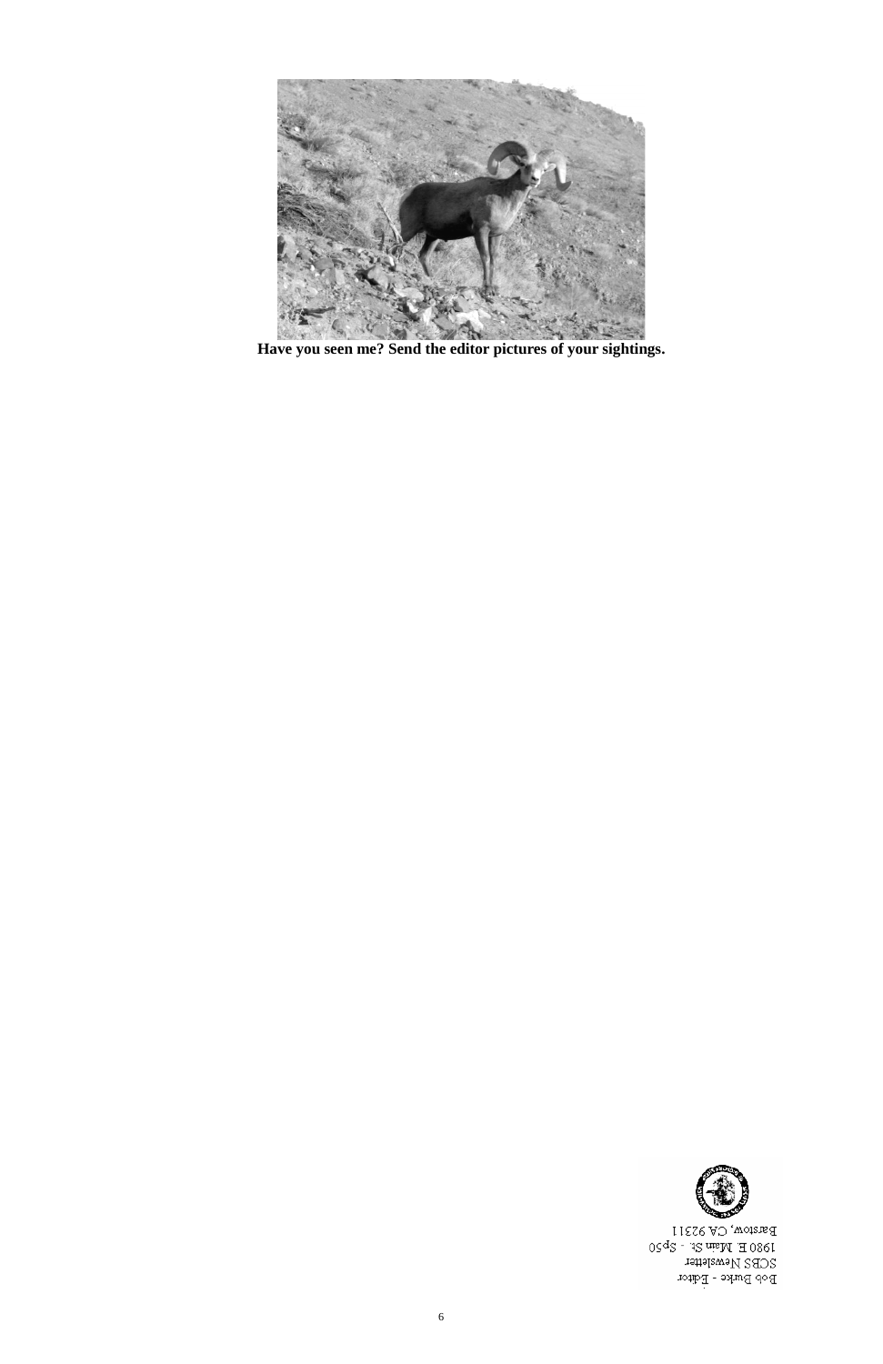**Have you seen me? Send the editor pictures of your sightings.**

Bob Burke - Editor
SCBS Newsletter
1980 E. Main St. - Sp50
Barstow, CA 92311